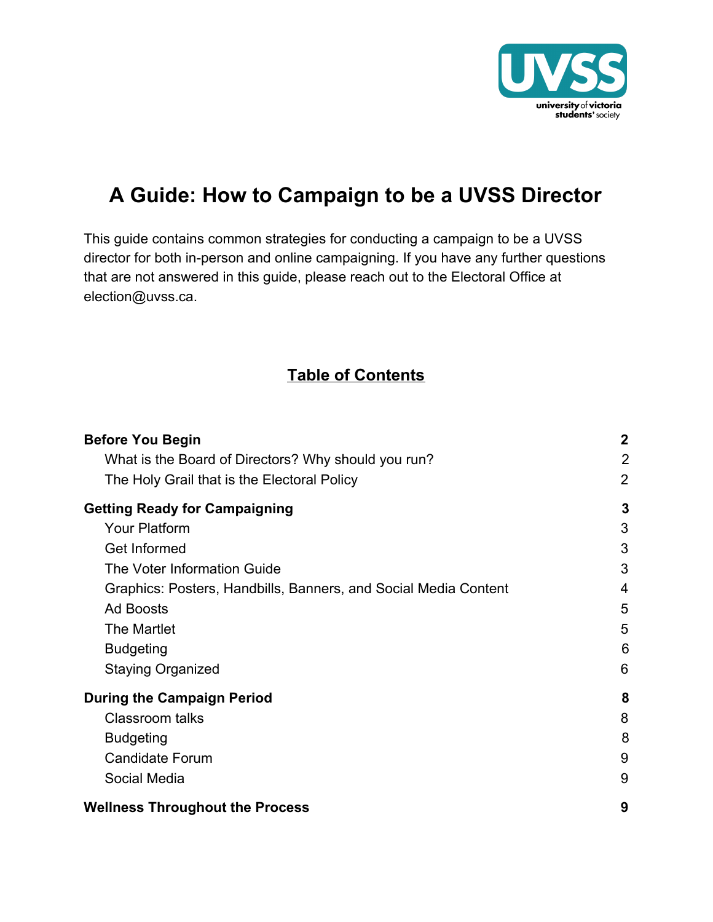# A Guide: How to Campaign to be a UVSS Director

This guide contains common strategies for conducting a campaign to be a UVSS director for both in-person and online campaigning. If you have any further questions that are not answered in this guide, please reach out to the Electoral Office at election@uvss.ca.

## Table of Contents

**Before You Begin** **2**
- What is the Board of Directors? Why should you run? 2
- The Holy Grail that is the Electoral Policy 2

**Getting Ready for Campaigning** **3**
- Your Platform 3
- Get Informed 3
- The Voter Information Guide 3
- Graphics: Posters, Handbills, Banners, and Social Media Content 4
- Ad Boosts 5
- The Martlet 5
- Budgeting 6
- Staying Organized 6

**During the Campaign Period** **8**
- Classroom talks 8
- Budgeting 8
- Candidate Forum 9
- Social Media 9

**Wellness Throughout the Process** **9**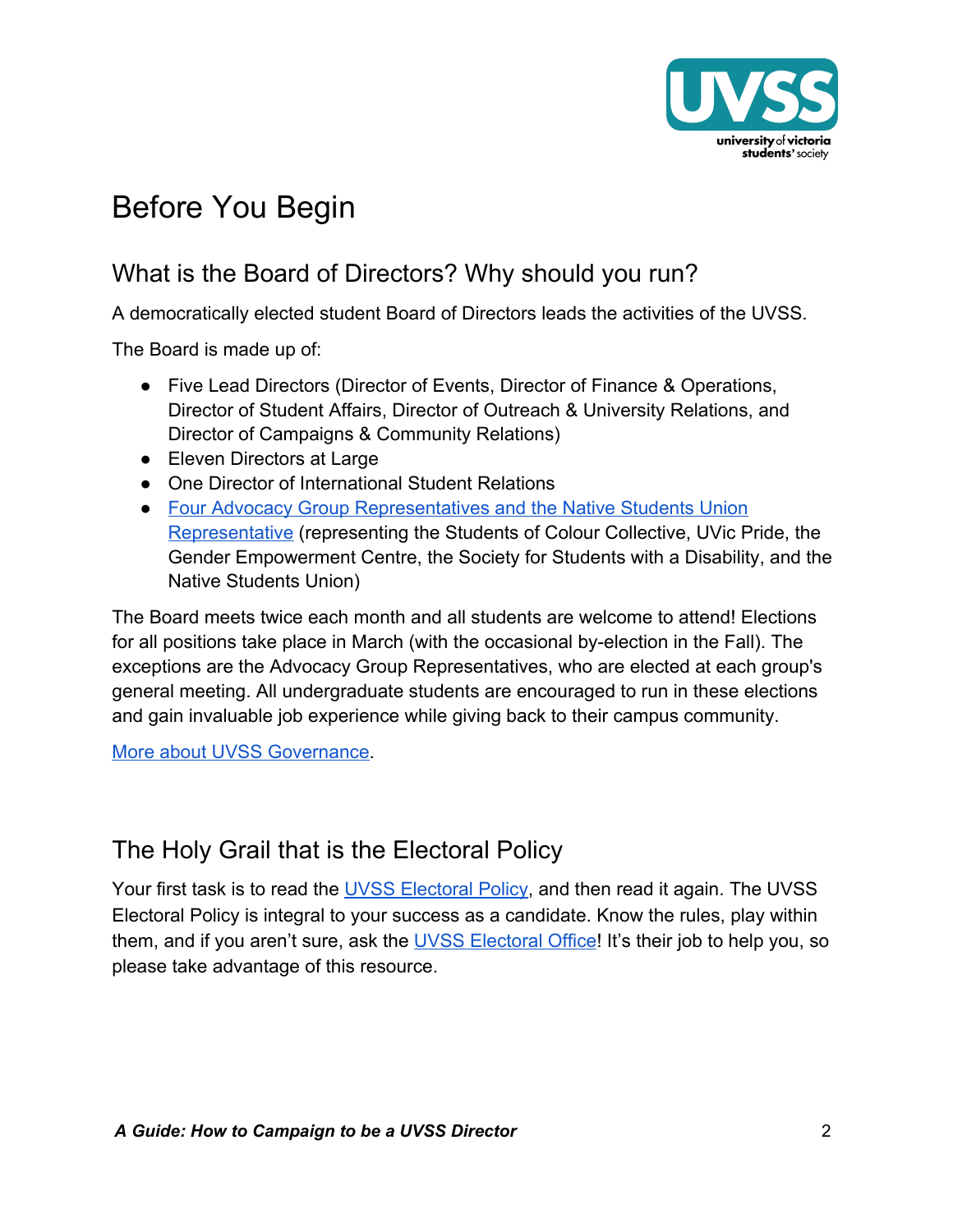# Before You Begin

## What is the Board of Directors? Why should you run?

A democratically elected student Board of Directors leads the activities of the UVSS.

The Board is made up of:

- Five Lead Directors (Director of Events, Director of Finance & Operations, Director of Student Affairs, Director of Outreach & University Relations, and Director of Campaigns & Community Relations)
- Eleven Directors at Large
- One Director of International Student Relations
- Four Advocacy Group Representatives and the Native Students Union Representative (representing the Students of Colour Collective, UVic Pride, the Gender Empowerment Centre, the Society for Students with a Disability, and the Native Students Union)

The Board meets twice each month and all students are welcome to attend! Elections for all positions take place in March (with the occasional by-election in the Fall). The exceptions are the Advocacy Group Representatives, who are elected at each group's general meeting. All undergraduate students are encouraged to run in these elections and gain invaluable job experience while giving back to their campus community.

More about UVSS Governance.

## The Holy Grail that is the Electoral Policy

Your first task is to read the UVSS Electoral Policy, and then read it again. The UVSS Electoral Policy is integral to your success as a candidate. Know the rules, play within them, and if you aren't sure, ask the UVSS Electoral Office! It's their job to help you, so please take advantage of this resource.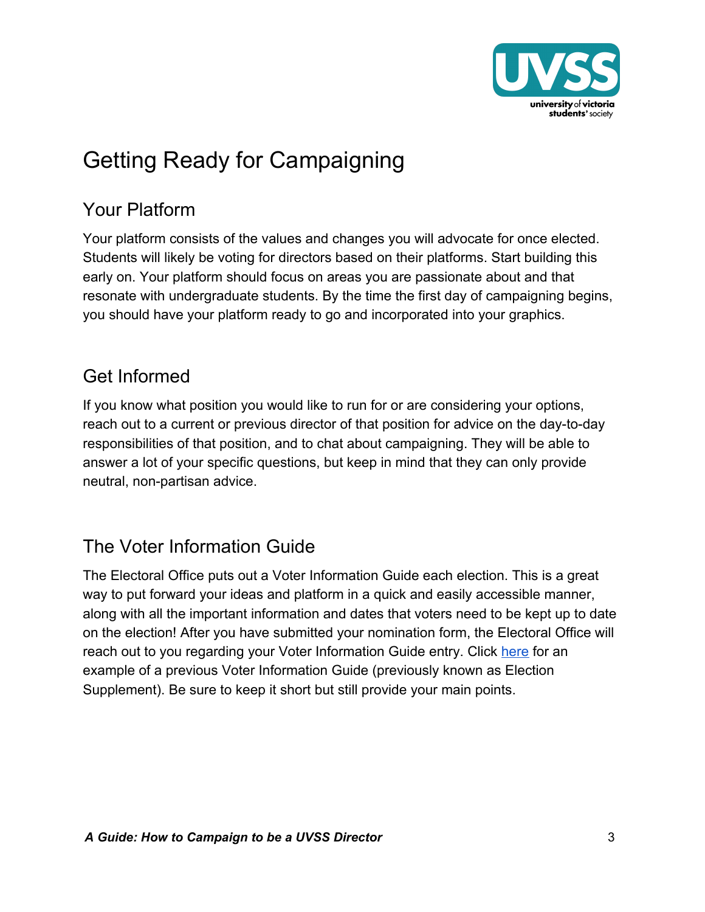# Getting Ready for Campaigning

## Your Platform

Your platform consists of the values and changes you will advocate for once elected. Students will likely be voting for directors based on their platforms. Start building this early on. Your platform should focus on areas you are passionate about and that resonate with undergraduate students. By the time the first day of campaigning begins, you should have your platform ready to go and incorporated into your graphics.

## Get Informed

If you know what position you would like to run for or are considering your options, reach out to a current or previous director of that position for advice on the day-to-day responsibilities of that position, and to chat about campaigning. They will be able to answer a lot of your specific questions, but keep in mind that they can only provide neutral, non-partisan advice.

## The Voter Information Guide

The Electoral Office puts out a Voter Information Guide each election. This is a great way to put forward your ideas and platform in a quick and easily accessible manner, along with all the important information and dates that voters need to be kept up to date on the election! After you have submitted your nomination form, the Electoral Office will reach out to you regarding your Voter Information Guide entry. Click here for an example of a previous Voter Information Guide (previously known as Election Supplement). Be sure to keep it short but still provide your main points.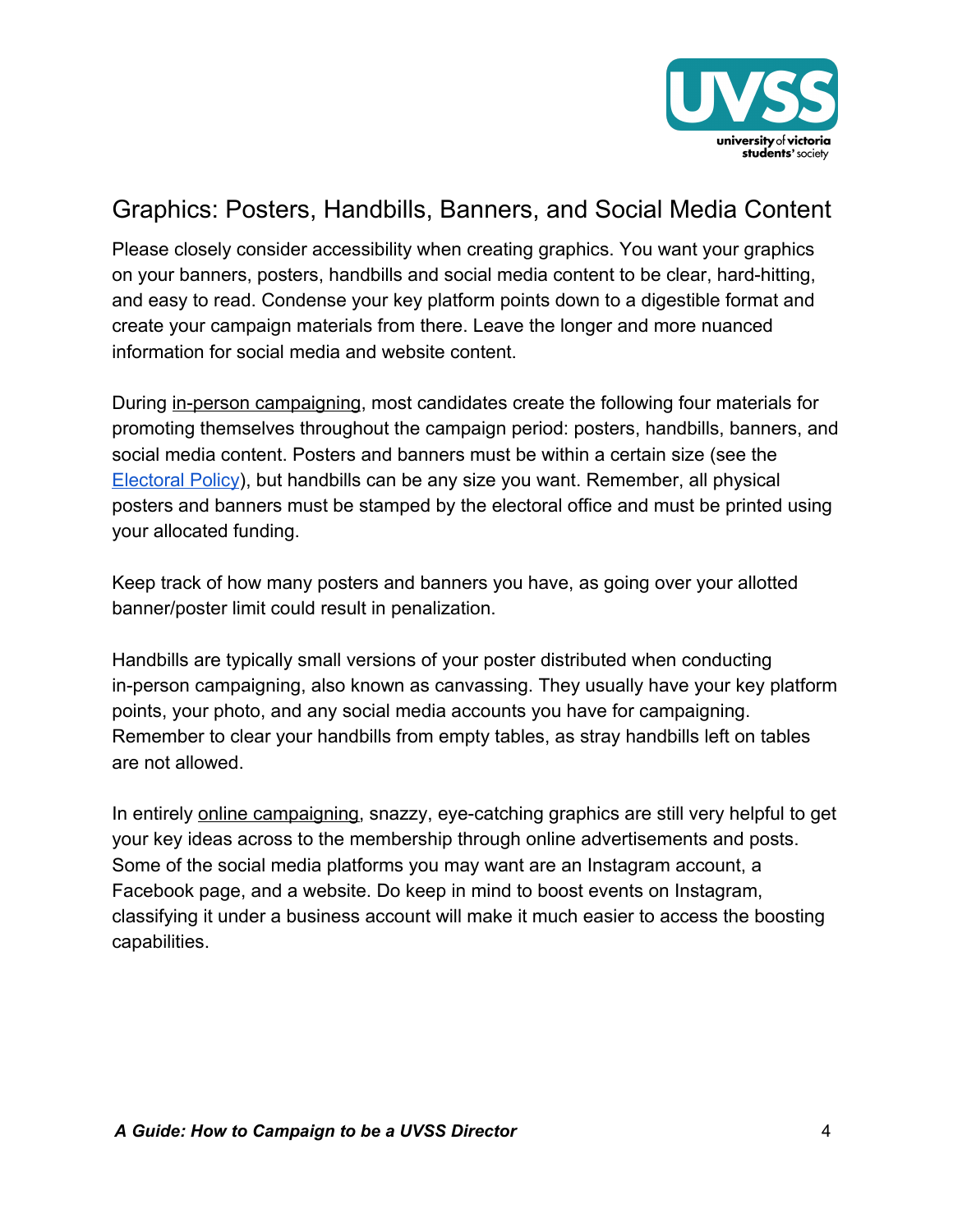## Graphics: Posters, Handbills, Banners, and Social Media Content

Please closely consider accessibility when creating graphics. You want your graphics on your banners, posters, handbills and social media content to be clear, hard-hitting, and easy to read. Condense your key platform points down to a digestible format and create your campaign materials from there. Leave the longer and more nuanced information for social media and website content.

During in-person campaigning, most candidates create the following four materials for promoting themselves throughout the campaign period: posters, handbills, banners, and social media content. Posters and banners must be within a certain size (see the Electoral Policy), but handbills can be any size you want. Remember, all physical posters and banners must be stamped by the electoral office and must be printed using your allocated funding.

Keep track of how many posters and banners you have, as going over your allotted banner/poster limit could result in penalization.

Handbills are typically small versions of your poster distributed when conducting in-person campaigning, also known as canvassing. They usually have your key platform points, your photo, and any social media accounts you have for campaigning. Remember to clear your handbills from empty tables, as stray handbills left on tables are not allowed.

In entirely online campaigning, snazzy, eye-catching graphics are still very helpful to get your key ideas across to the membership through online advertisements and posts. Some of the social media platforms you may want are an Instagram account, a Facebook page, and a website. Do keep in mind to boost events on Instagram, classifying it under a business account will make it much easier to access the boosting capabilities.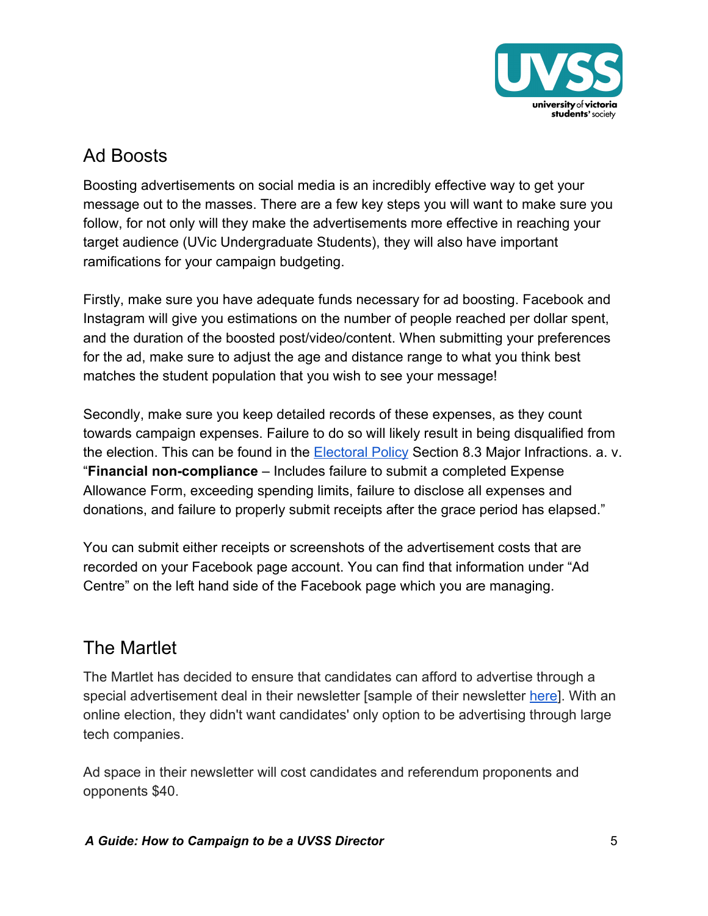## Ad Boosts

Boosting advertisements on social media is an incredibly effective way to get your message out to the masses. There are a few key steps you will want to make sure you follow, for not only will they make the advertisements more effective in reaching your target audience (UVic Undergraduate Students), they will also have important ramifications for your campaign budgeting.

Firstly, make sure you have adequate funds necessary for ad boosting. Facebook and Instagram will give you estimations on the number of people reached per dollar spent, and the duration of the boosted post/video/content. When submitting your preferences for the ad, make sure to adjust the age and distance range to what you think best matches the student population that you wish to see your message!

Secondly, make sure you keep detailed records of these expenses, as they count towards campaign expenses. Failure to do so will likely result in being disqualified from the election. This can be found in the Electoral Policy Section 8.3 Major Infractions. a. v. "**Financial non-compliance** – Includes failure to submit a completed Expense Allowance Form, exceeding spending limits, failure to disclose all expenses and donations, and failure to properly submit receipts after the grace period has elapsed."

You can submit either receipts or screenshots of the advertisement costs that are recorded on your Facebook page account. You can find that information under "Ad Centre" on the left hand side of the Facebook page which you are managing.

## The Martlet

The Martlet has decided to ensure that candidates can afford to advertise through a special advertisement deal in their newsletter [sample of their newsletter here]. With an online election, they didn't want candidates' only option to be advertising through large tech companies.

Ad space in their newsletter will cost candidates and referendum proponents and opponents $40.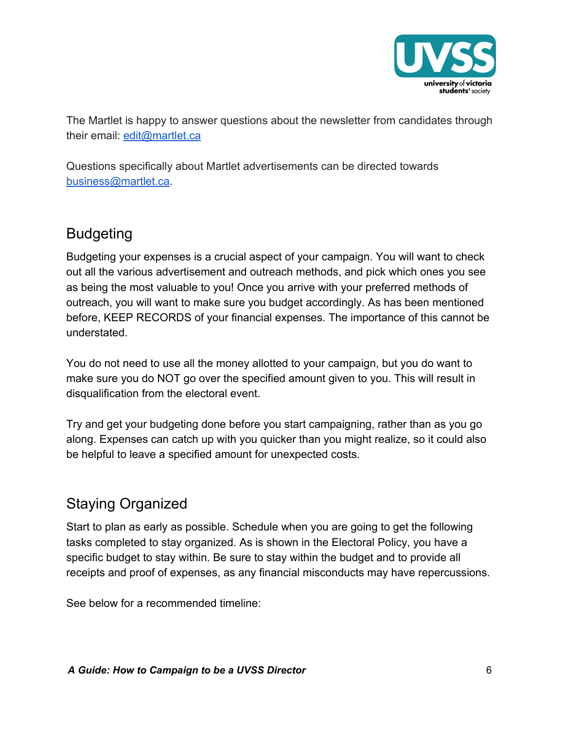The Martlet is happy to answer questions about the newsletter from candidates through their email: edit@martlet.ca

Questions specifically about Martlet advertisements can be directed towards business@martlet.ca.

## Budgeting

Budgeting your expenses is a crucial aspect of your campaign. You will want to check out all the various advertisement and outreach methods, and pick which ones you see as being the most valuable to you! Once you arrive with your preferred methods of outreach, you will want to make sure you budget accordingly. As has been mentioned before, KEEP RECORDS of your financial expenses. The importance of this cannot be understated.

You do not need to use all the money allotted to your campaign, but you do want to make sure you do NOT go over the specified amount given to you. This will result in disqualification from the electoral event.

Try and get your budgeting done before you start campaigning, rather than as you go along. Expenses can catch up with you quicker than you might realize, so it could also be helpful to leave a specified amount for unexpected costs.

## Staying Organized

Start to plan as early as possible. Schedule when you are going to get the following tasks completed to stay organized. As is shown in the Electoral Policy, you have a specific budget to stay within. Be sure to stay within the budget and to provide all receipts and proof of expenses, as any financial misconducts may have repercussions.

See below for a recommended timeline: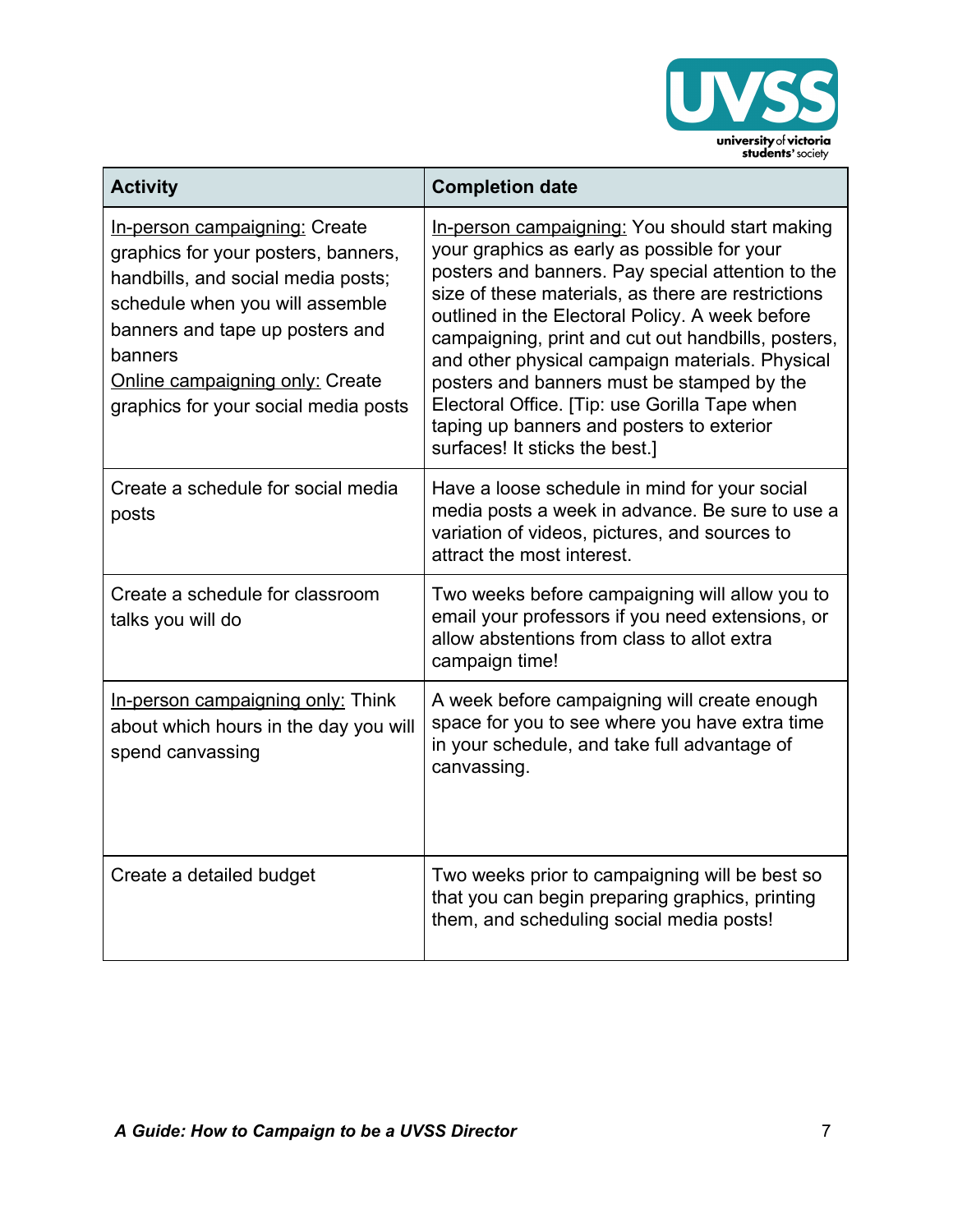| Activity | Completion date |
|---|---|
| In-person campaigning: Create graphics for your posters, banners, handbills, and social media posts; schedule when you will assemble banners and tape up posters and banners<br>Online campaigning only: Create graphics for your social media posts | In-person campaigning: You should start making your graphics as early as possible for your posters and banners. Pay special attention to the size of these materials, as there are restrictions outlined in the Electoral Policy. A week before campaigning, print and cut out handbills, posters, and other physical campaign materials. Physical posters and banners must be stamped by the Electoral Office. [Tip: use Gorilla Tape when taping up banners and posters to exterior surfaces! It sticks the best.] |
| Create a schedule for social media posts | Have a loose schedule in mind for your social media posts a week in advance. Be sure to use a variation of videos, pictures, and sources to attract the most interest. |
| Create a schedule for classroom talks you will do | Two weeks before campaigning will allow you to email your professors if you need extensions, or allow abstentions from class to allot extra campaign time! |
| In-person campaigning only: Think about which hours in the day you will spend canvassing | A week before campaigning will create enough space for you to see where you have extra time in your schedule, and take full advantage of canvassing. |
| Create a detailed budget | Two weeks prior to campaigning will be best so that you can begin preparing graphics, printing them, and scheduling social media posts! |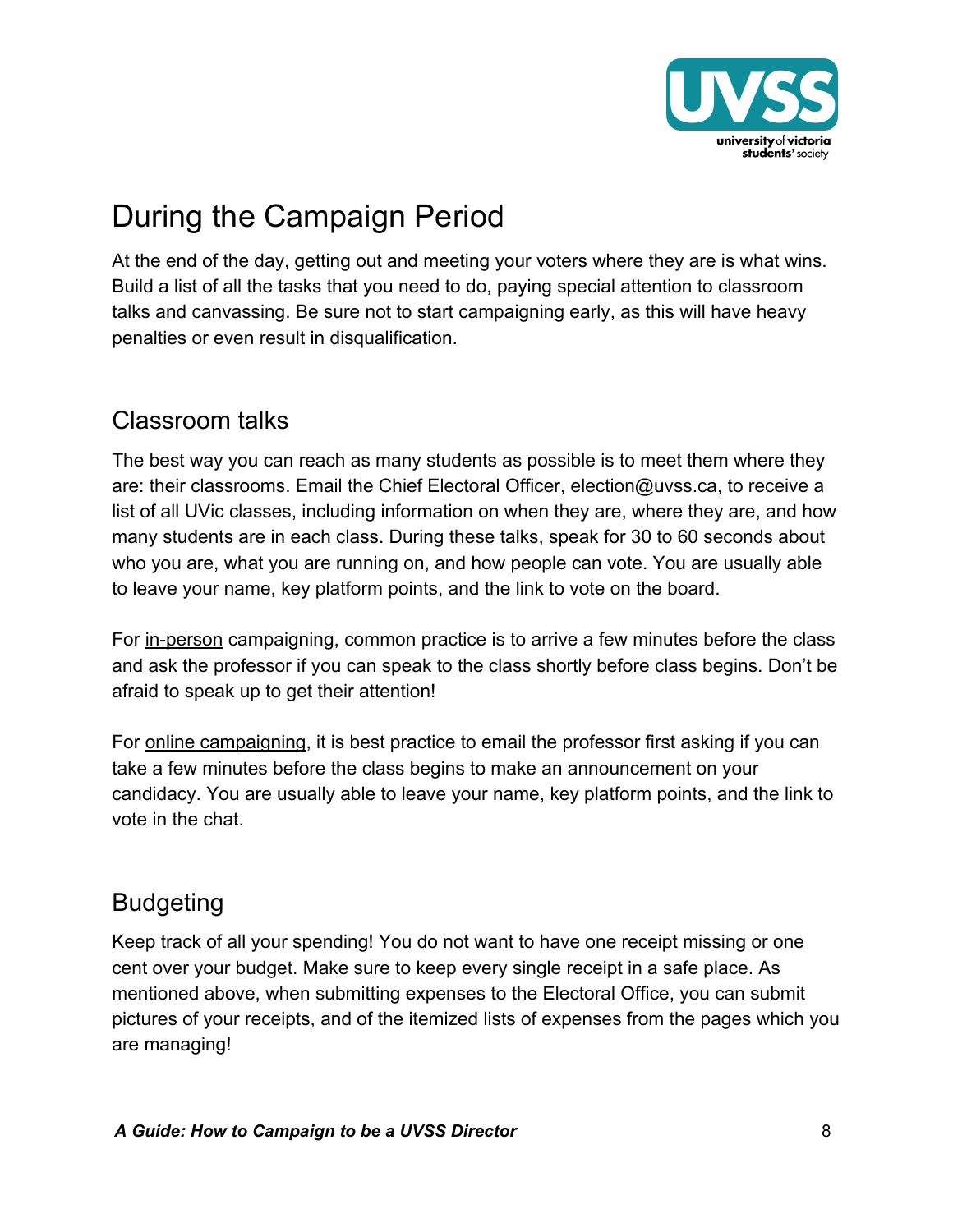# During the Campaign Period

At the end of the day, getting out and meeting your voters where they are is what wins. Build a list of all the tasks that you need to do, paying special attention to classroom talks and canvassing. Be sure not to start campaigning early, as this will have heavy penalties or even result in disqualification.

## Classroom talks

The best way you can reach as many students as possible is to meet them where they are: their classrooms. Email the Chief Electoral Officer, election@uvss.ca, to receive a list of all UVic classes, including information on when they are, where they are, and how many students are in each class. During these talks, speak for 30 to 60 seconds about who you are, what you are running on, and how people can vote. You are usually able to leave your name, key platform points, and the link to vote on the board.

For in-person campaigning, common practice is to arrive a few minutes before the class and ask the professor if you can speak to the class shortly before class begins. Don't be afraid to speak up to get their attention!

For online campaigning, it is best practice to email the professor first asking if you can take a few minutes before the class begins to make an announcement on your candidacy. You are usually able to leave your name, key platform points, and the link to vote in the chat.

## Budgeting

Keep track of all your spending! You do not want to have one receipt missing or one cent over your budget. Make sure to keep every single receipt in a safe place. As mentioned above, when submitting expenses to the Electoral Office, you can submit pictures of your receipts, and of the itemized lists of expenses from the pages which you are managing!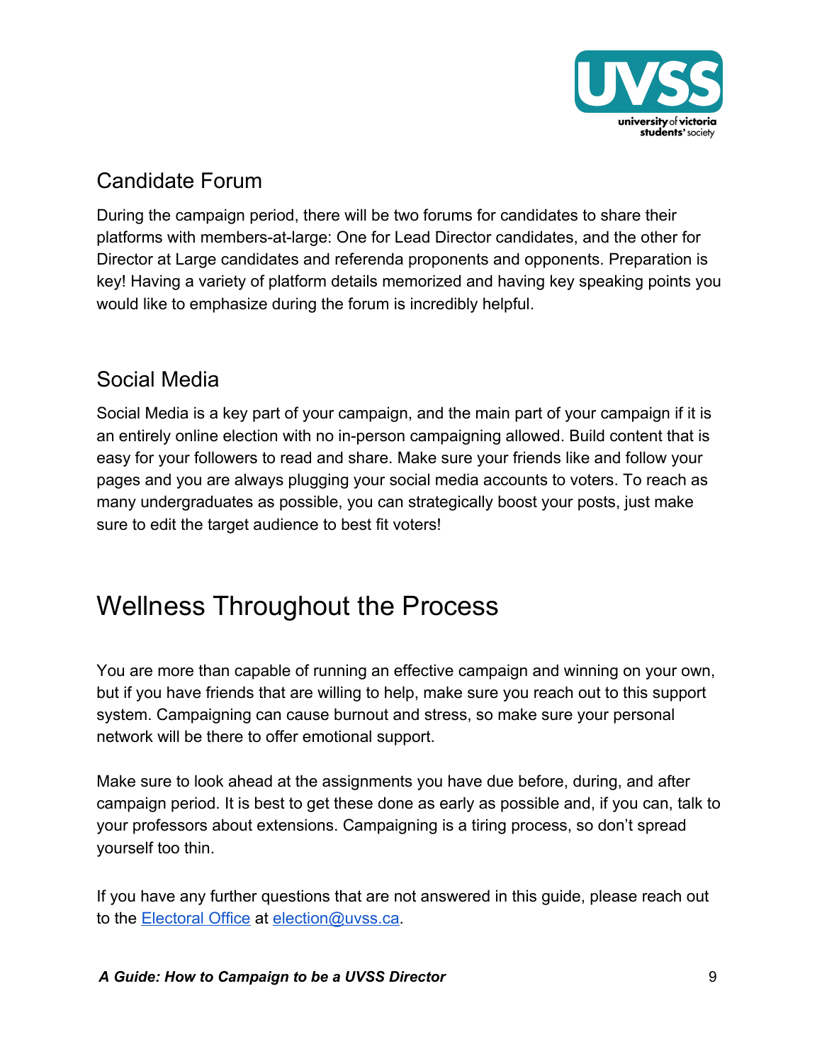## Candidate Forum

During the campaign period, there will be two forums for candidates to share their platforms with members-at-large: One for Lead Director candidates, and the other for Director at Large candidates and referenda proponents and opponents. Preparation is key! Having a variety of platform details memorized and having key speaking points you would like to emphasize during the forum is incredibly helpful.

## Social Media

Social Media is a key part of your campaign, and the main part of your campaign if it is an entirely online election with no in-person campaigning allowed. Build content that is easy for your followers to read and share. Make sure your friends like and follow your pages and you are always plugging your social media accounts to voters. To reach as many undergraduates as possible, you can strategically boost your posts, just make sure to edit the target audience to best fit voters!

# Wellness Throughout the Process

You are more than capable of running an effective campaign and winning on your own, but if you have friends that are willing to help, make sure you reach out to this support system. Campaigning can cause burnout and stress, so make sure your personal network will be there to offer emotional support.

Make sure to look ahead at the assignments you have due before, during, and after campaign period. It is best to get these done as early as possible and, if you can, talk to your professors about extensions. Campaigning is a tiring process, so don't spread yourself too thin.

If you have any further questions that are not answered in this guide, please reach out to the Electoral Office at election@uvss.ca.